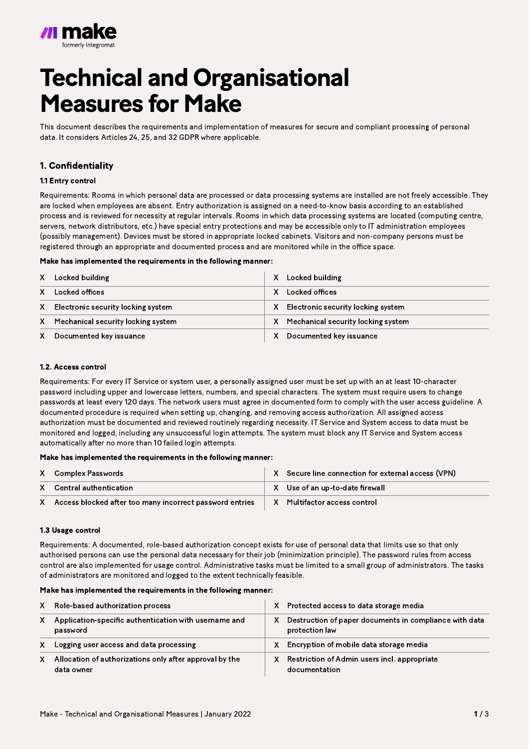# Technical and Organisational Measures for Make

This document describes the requirements and implementation of measures for secure and compliant processing of personal data. It considers Articles 24, 25, and 32 GDPR where applicable.

## 1. Confidentiality

### 1.1 Entry control

Requirements: Rooms in which personal data are processed or data processing systems are installed are not freely accessible. They are locked when employees are absent. Entry authorization is assigned on a need-to-know basis according to an established process and is reviewed for necessity at regular intervals. Rooms in which data processing systems are located (computing centre, servers, network distributors, etc.) have special entry protections and may be accessible only to IT administration employees (possibly management). Devices must be stored in appropriate locked cabinets. Visitors and non-company persons must be registered through an appropriate and documented process and are monitored while in the office space.

**Make has implemented the requirements in the following manner:**

| | | | |
|---|---|---|---|
| X | Locked building | X | Locked building |
| X | Locked offices | X | Locked offices |
| X | Electronic security locking system | X | Electronic security locking system |
| X | Mechanical security locking system | X | Mechanical security locking system |
| X | Documented key issuance | X | Documented key issuance |

### 1.2. Access control

Requirements: For every IT Service or system user, a personally assigned user must be set up with an at least 10-character password including upper and lowercase letters, numbers, and special characters. The system must require users to change passwords at least every 120 days. The network users must agree in documented form to comply with the user access guideline. A documented procedure is required when setting up, changing, and removing access authorization. All assigned access authorization must be documented and reviewed routinely regarding necessity. IT Service and System access to data must be monitored and logged, including any unsuccessful login attempts. The system must block any IT Service and System access automatically after no more than 10 failed login attempts.

**Make has implemented the requirements in the following manner:**

| | | | |
|---|---|---|---|
| X | Complex Passwords | X | Secure line connection for external access (VPN) |
| X | Central authentication | X | Use of an up-to-date firewall |
| X | Access blocked after too many incorrect password entries | X | Multifactor access control |

### 1.3 Usage control

Requirements: A documented, role-based authorization concept exists for use of personal data that limits use so that only authorised persons can use the personal data necessary for their job (minimization principle). The password rules from access control are also implemented for usage control. Administrative tasks must be limited to a small group of administrators. The tasks of administrators are monitored and logged to the extent technically feasible.

**Make has implemented the requirements in the following manner:**

| | | | |
|---|---|---|---|
| X | Role-based authorization process | X | Protected access to data storage media |
| X | Application-specific authentication with username and password | X | Destruction of paper documents in compliance with data protection law |
| X | Logging user access and data processing | X | Encryption of mobile data storage media |
| X | Allocation of authorizations only after approval by the data owner | X | Restriction of Admin users incl. appropriate documentation |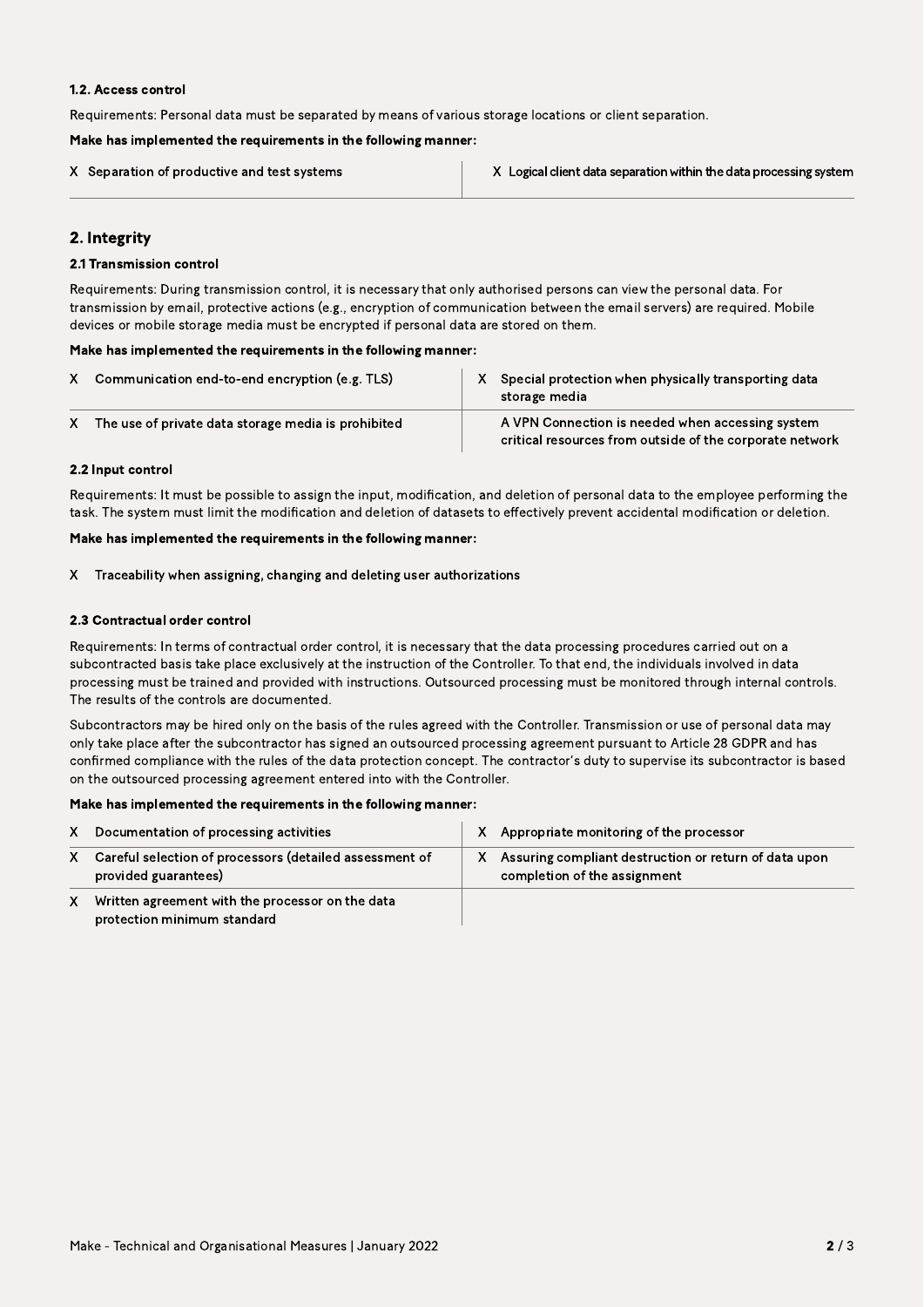#### 1.2. Access control

Requirements: Personal data must be separated by means of various storage locations or client separation.

**Make has implemented the requirements in the following manner:**

| | |
|---|---|
| X Separation of productive and test systems | X Logical client data separation within the data processing system |

## 2. Integrity

#### 2.1 Transmission control

Requirements: During transmission control, it is necessary that only authorised persons can view the personal data. For transmission by email, protective actions (e.g., encryption of communication between the email servers) are required. Mobile devices or mobile storage media must be encrypted if personal data are stored on them.

**Make has implemented the requirements in the following manner:**

| | |
|---|---|
| X Communication end-to-end encryption (e.g. TLS) | X Special protection when physically transporting data storage media |
| X The use of private data storage media is prohibited | A VPN Connection is needed when accessing system critical resources from outside of the corporate network |

#### 2.2 Input control

Requirements: It must be possible to assign the input, modification, and deletion of personal data to the employee performing the task. The system must limit the modification and deletion of datasets to effectively prevent accidental modification or deletion.

**Make has implemented the requirements in the following manner:**

X Traceability when assigning, changing and deleting user authorizations

#### 2.3 Contractual order control

Requirements: In terms of contractual order control, it is necessary that the data processing procedures carried out on a subcontracted basis take place exclusively at the instruction of the Controller. To that end, the individuals involved in data processing must be trained and provided with instructions. Outsourced processing must be monitored through internal controls. The results of the controls are documented.

Subcontractors may be hired only on the basis of the rules agreed with the Controller. Transmission or use of personal data may only take place after the subcontractor has signed an outsourced processing agreement pursuant to Article 28 GDPR and has confirmed compliance with the rules of the data protection concept. The contractor's duty to supervise its subcontractor is based on the outsourced processing agreement entered into with the Controller.

**Make has implemented the requirements in the following manner:**

| | |
|---|---|
| X Documentation of processing activities | X Appropriate monitoring of the processor |
| X Careful selection of processors (detailed assessment of provided guarantees) | X Assuring compliant destruction or return of data upon completion of the assignment |
| X Written agreement with the processor on the data protection minimum standard | |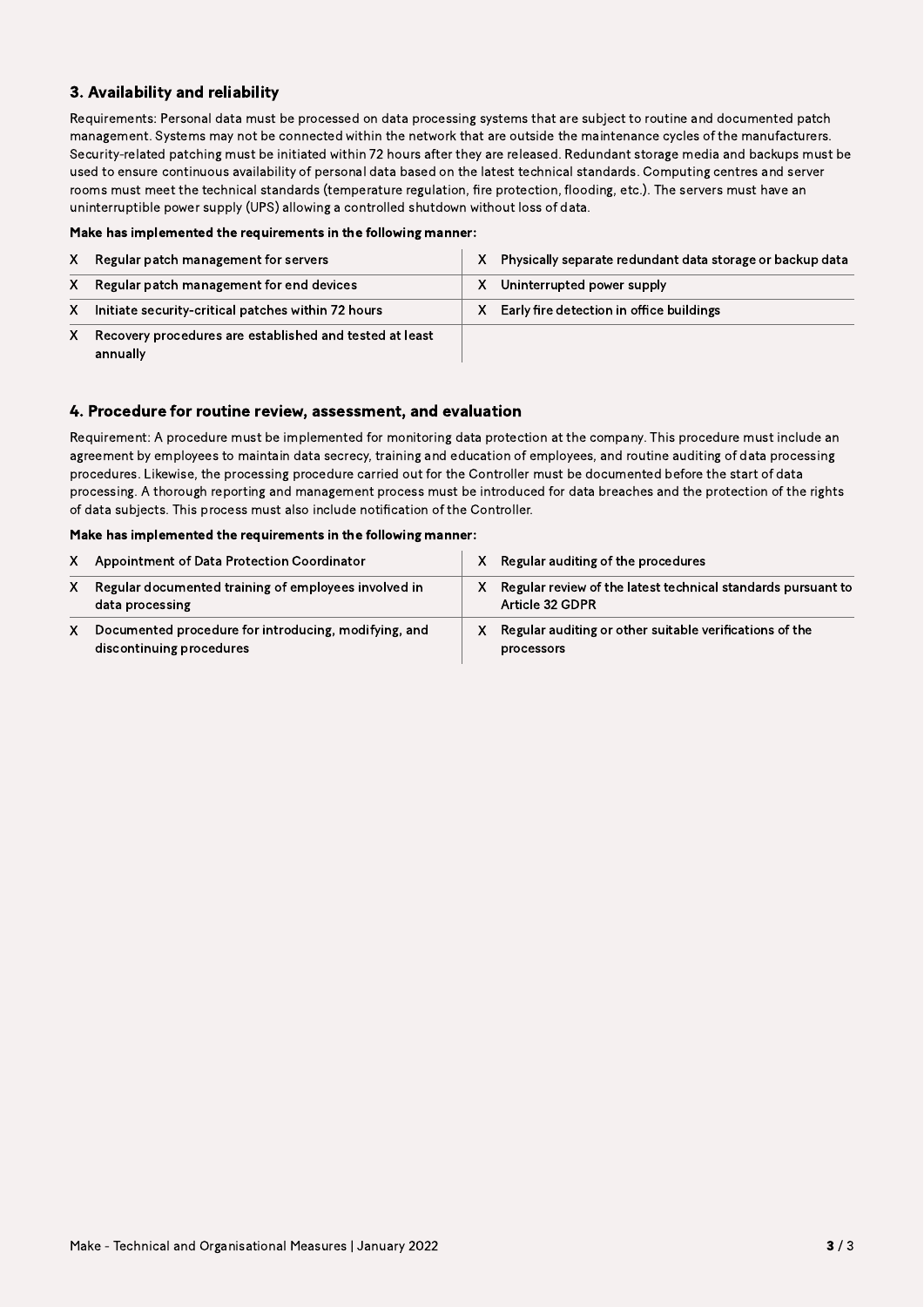### 3. Availability and reliability

Requirements: Personal data must be processed on data processing systems that are subject to routine and documented patch management. Systems may not be connected within the network that are outside the maintenance cycles of the manufacturers. Security-related patching must be initiated within 72 hours after they are released. Redundant storage media and backups must be used to ensure continuous availability of personal data based on the latest technical standards. Computing centres and server rooms must meet the technical standards (temperature regulation, fire protection, flooding, etc.). The servers must have an uninterruptible power supply (UPS) allowing a controlled shutdown without loss of data.

**Make has implemented the requirements in the following manner:**

| | | | |
|---|---|---|---|
| X | Regular patch management for servers | X | Physically separate redundant data storage or backup data |
| X | Regular patch management for end devices | X | Uninterrupted power supply |
| X | Initiate security-critical patches within 72 hours | X | Early fire detection in office buildings |
| X | Recovery procedures are established and tested at least annually | | |

### 4. Procedure for routine review, assessment, and evaluation

Requirement: A procedure must be implemented for monitoring data protection at the company. This procedure must include an agreement by employees to maintain data secrecy, training and education of employees, and routine auditing of data processing procedures. Likewise, the processing procedure carried out for the Controller must be documented before the start of data processing. A thorough reporting and management process must be introduced for data breaches and the protection of the rights of data subjects. This process must also include notification of the Controller.

**Make has implemented the requirements in the following manner:**

| | | | |
|---|---|---|---|
| X | Appointment of Data Protection Coordinator | X | Regular auditing of the procedures |
| X | Regular documented training of employees involved in data processing | X | Regular review of the latest technical standards pursuant to Article 32 GDPR |
| X | Documented procedure for introducing, modifying, and discontinuing procedures | X | Regular auditing or other suitable verifications of the processors |